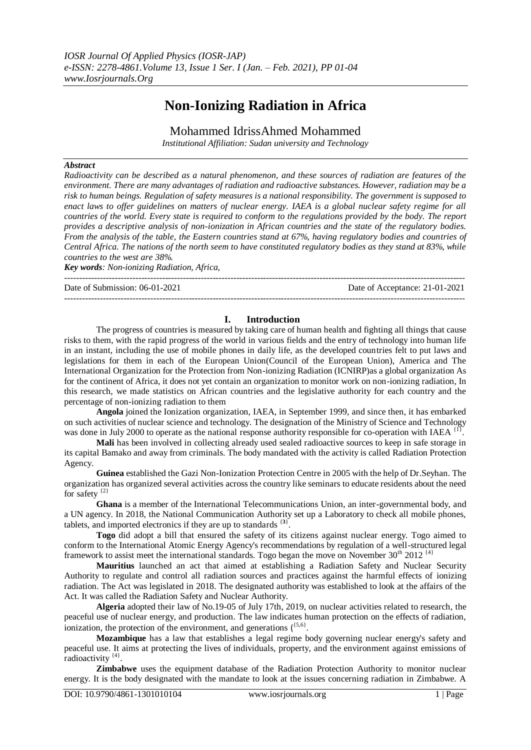# Non-Ionizing Radiation in Africa

Mohammed IdrissAhmed Mohammed

*Institutional Affiliation: Sudan university and Technology*

***Abstract***

*Radioactivity can be described as a natural phenomenon, and these sources of radiation are features of the environment. There are many advantages of radiation and radioactive substances. However, radiation may be a risk to human beings. Regulation of safety measures is a national responsibility. The government is supposed to enact laws to offer guidelines on matters of nuclear energy. IAEA is a global nuclear safety regime for all countries of the world. Every state is required to conform to the regulations provided by the body. The report provides a descriptive analysis of non-ionization in African countries and the state of the regulatory bodies. From the analysis of the table, the Eastern countries stand at 67%, having regulatory bodies and countries of Central Africa. The nations of the north seem to have constituted regulatory bodies as they stand at 83%, while countries to the west are 38%.*

***Key words****: Non-ionizing Radiation, Africa,*

---

Date of Submission: 06-01-2021 Date of Acceptance: 21-01-2021

---

## I. Introduction

The progress of countries is measured by taking care of human health and fighting all things that cause risks to them, with the rapid progress of the world in various fields and the entry of technology into human life in an instant, including the use of mobile phones in daily life, as the developed countries felt to put laws and legislations for them in each of the European Union(Council of the European Union), America and The International Organization for the Protection from Non-ionizing Radiation (ICNIRP)as a global organization As for the continent of Africa, it does not yet contain an organization to monitor work on non-ionizing radiation, In this research, we made statistics on African countries and the legislative authority for each country and the percentage of non-ionizing radiation to them

**Angola** joined the Ionization organization, IAEA, in September 1999, and since then, it has embarked on such activities of nuclear science and technology. The designation of the Ministry of Science and Technology was done in July 2000 to operate as the national response authority responsible for co-operation with IAEA {1}.

**Mali** has been involved in collecting already used sealed radioactive sources to keep in safe storage in its capital Bamako and away from criminals. The body mandated with the activity is called Radiation Protection Agency.

**Guinea** established the Gazi Non-Ionization Protection Centre in 2005 with the help of Dr.Seyhan. The organization has organized several activities across the country like seminars to educate residents about the need for safety {2}

**Ghana** is a member of the International Telecommunications Union, an inter-governmental body, and a UN agency. In 2018, the National Communication Authority set up a Laboratory to check all mobile phones, tablets, and imported electronics if they are up to standards {3}.

**Togo** did adopt a bill that ensured the safety of its citizens against nuclear energy. Togo aimed to conform to the International Atomic Energy Agency's recommendations by regulation of a well-structured legal framework to assist meet the international standards. Togo began the move on November 30th 2012 {4}

**Mauritius** launched an act that aimed at establishing a Radiation Safety and Nuclear Security Authority to regulate and control all radiation sources and practices against the harmful effects of ionizing radiation. The Act was legislated in 2018. The designated authority was established to look at the affairs of the Act. It was called the Radiation Safety and Nuclear Authority.

**Algeria** adopted their law of No.19-05 of July 17th, 2019, on nuclear activities related to research, the peaceful use of nuclear energy, and production. The law indicates human protection on the effects of radiation, ionization, the protection of the environment, and generations ({5,6}.

**Mozambique** has a law that establishes a legal regime body governing nuclear energy's safety and peaceful use. It aims at protecting the lives of individuals, property, and the environment against emissions of radioactivity {4}.

**Zimbabwe** uses the equipment database of the Radiation Protection Authority to monitor nuclear energy. It is the body designated with the mandate to look at the issues concerning radiation in Zimbabwe. A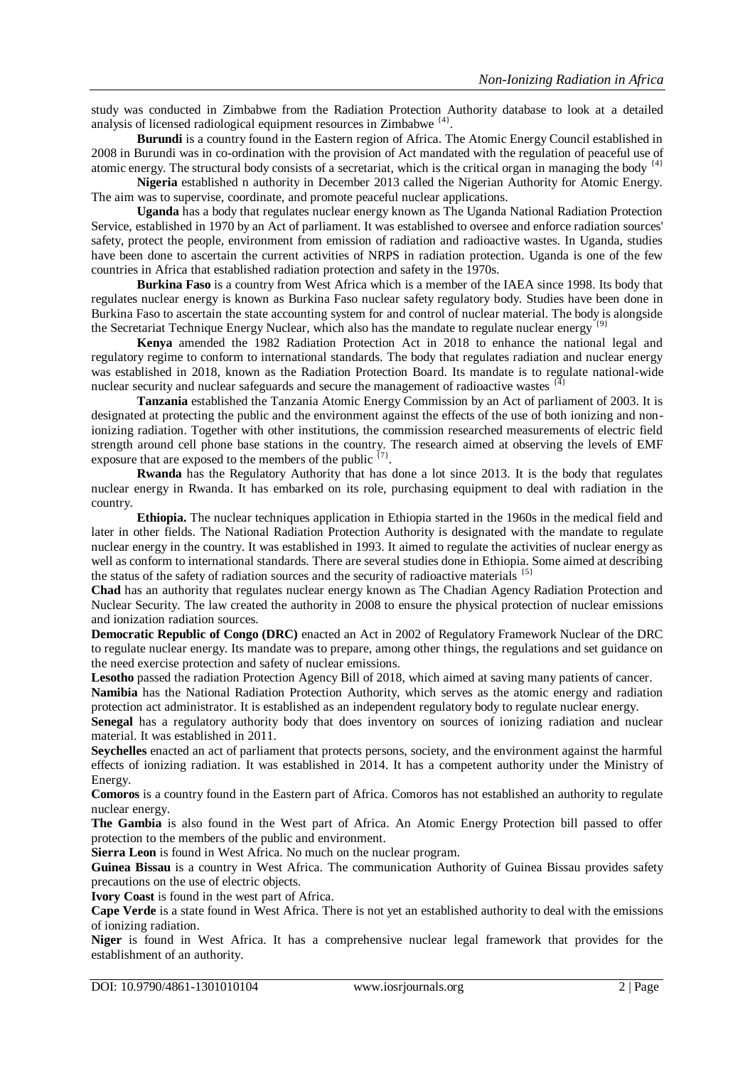study was conducted in Zimbabwe from the Radiation Protection Authority database to look at a detailed analysis of licensed radiological equipment resources in Zimbabwe [4].

**Burundi** is a country found in the Eastern region of Africa. The Atomic Energy Council established in 2008 in Burundi was in co-ordination with the provision of Act mandated with the regulation of peaceful use of atomic energy. The structural body consists of a secretariat, which is the critical organ in managing the body [4]

**Nigeria** established n authority in December 2013 called the Nigerian Authority for Atomic Energy. The aim was to supervise, coordinate, and promote peaceful nuclear applications.

**Uganda** has a body that regulates nuclear energy known as The Uganda National Radiation Protection Service, established in 1970 by an Act of parliament. It was established to oversee and enforce radiation sources' safety, protect the people, environment from emission of radiation and radioactive wastes. In Uganda, studies have been done to ascertain the current activities of NRPS in radiation protection. Uganda is one of the few countries in Africa that established radiation protection and safety in the 1970s.

**Burkina Faso** is a country from West Africa which is a member of the IAEA since 1998. Its body that regulates nuclear energy is known as Burkina Faso nuclear safety regulatory body. Studies have been done in Burkina Faso to ascertain the state accounting system for and control of nuclear material. The body is alongside the Secretariat Technique Energy Nuclear, which also has the mandate to regulate nuclear energy [9]

**Kenya** amended the 1982 Radiation Protection Act in 2018 to enhance the national legal and regulatory regime to conform to international standards. The body that regulates radiation and nuclear energy was established in 2018, known as the Radiation Protection Board. Its mandate is to regulate national-wide nuclear security and nuclear safeguards and secure the management of radioactive wastes [4]

**Tanzania** established the Tanzania Atomic Energy Commission by an Act of parliament of 2003. It is designated at protecting the public and the environment against the effects of the use of both ionizing and non-ionizing radiation. Together with other institutions, the commission researched measurements of electric field strength around cell phone base stations in the country. The research aimed at observing the levels of EMF exposure that are exposed to the members of the public [7].

**Rwanda** has the Regulatory Authority that has done a lot since 2013. It is the body that regulates nuclear energy in Rwanda. It has embarked on its role, purchasing equipment to deal with radiation in the country.

**Ethiopia.** The nuclear techniques application in Ethiopia started in the 1960s in the medical field and later in other fields. The National Radiation Protection Authority is designated with the mandate to regulate nuclear energy in the country. It was established in 1993. It aimed to regulate the activities of nuclear energy as well as conform to international standards. There are several studies done in Ethiopia. Some aimed at describing the status of the safety of radiation sources and the security of radioactive materials [5]

**Chad** has an authority that regulates nuclear energy known as The Chadian Agency Radiation Protection and Nuclear Security. The law created the authority in 2008 to ensure the physical protection of nuclear emissions and ionization radiation sources.

**Democratic Republic of Congo (DRC)** enacted an Act in 2002 of Regulatory Framework Nuclear of the DRC to regulate nuclear energy. Its mandate was to prepare, among other things, the regulations and set guidance on the need exercise protection and safety of nuclear emissions.

**Lesotho** passed the radiation Protection Agency Bill of 2018, which aimed at saving many patients of cancer.

**Namibia** has the National Radiation Protection Authority, which serves as the atomic energy and radiation protection act administrator. It is established as an independent regulatory body to regulate nuclear energy.

**Senegal** has a regulatory authority body that does inventory on sources of ionizing radiation and nuclear material. It was established in 2011.

**Seychelles** enacted an act of parliament that protects persons, society, and the environment against the harmful effects of ionizing radiation. It was established in 2014. It has a competent authority under the Ministry of Energy.

**Comoros** is a country found in the Eastern part of Africa. Comoros has not established an authority to regulate nuclear energy.

**The Gambia** is also found in the West part of Africa. An Atomic Energy Protection bill passed to offer protection to the members of the public and environment.

**Sierra Leon** is found in West Africa. No much on the nuclear program.

**Guinea Bissau** is a country in West Africa. The communication Authority of Guinea Bissau provides safety precautions on the use of electric objects.

**Ivory Coast** is found in the west part of Africa.

**Cape Verde** is a state found in West Africa. There is not yet an established authority to deal with the emissions of ionizing radiation.

**Niger** is found in West Africa. It has a comprehensive nuclear legal framework that provides for the establishment of an authority.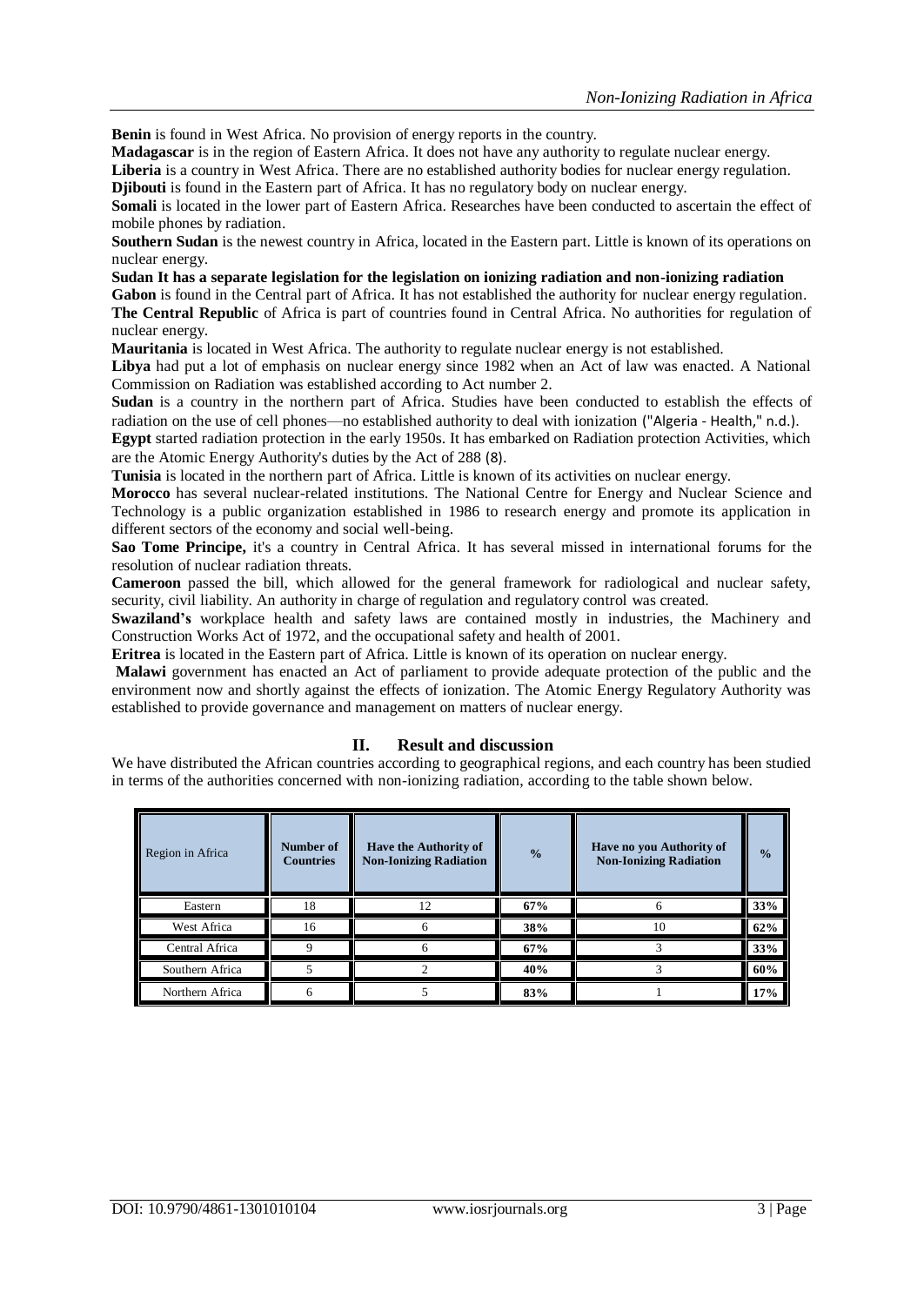**Benin** is found in West Africa. No provision of energy reports in the country.

**Madagascar** is in the region of Eastern Africa. It does not have any authority to regulate nuclear energy.

**Liberia** is a country in West Africa. There are no established authority bodies for nuclear energy regulation.

**Djibouti** is found in the Eastern part of Africa. It has no regulatory body on nuclear energy.

**Somali** is located in the lower part of Eastern Africa. Researches have been conducted to ascertain the effect of mobile phones by radiation.

**Southern Sudan** is the newest country in Africa, located in the Eastern part. Little is known of its operations on nuclear energy.

**Sudan It has a separate legislation for the legislation on ionizing radiation and non-ionizing radiation**

**Gabon** is found in the Central part of Africa. It has not established the authority for nuclear energy regulation.

**The Central Republic** of Africa is part of countries found in Central Africa. No authorities for regulation of nuclear energy.

**Mauritania** is located in West Africa. The authority to regulate nuclear energy is not established.

**Libya** had put a lot of emphasis on nuclear energy since 1982 when an Act of law was enacted. A National Commission on Radiation was established according to Act number 2.

**Sudan** is a country in the northern part of Africa. Studies have been conducted to establish the effects of radiation on the use of cell phones—no established authority to deal with ionization ("Algeria - Health," n.d.).

**Egypt** started radiation protection in the early 1950s. It has embarked on Radiation protection Activities, which are the Atomic Energy Authority's duties by the Act of 288 (8).

**Tunisia** is located in the northern part of Africa. Little is known of its activities on nuclear energy.

**Morocco** has several nuclear-related institutions. The National Centre for Energy and Nuclear Science and Technology is a public organization established in 1986 to research energy and promote its application in different sectors of the economy and social well-being.

**Sao Tome Principe,** it's a country in Central Africa. It has several missed in international forums for the resolution of nuclear radiation threats.

**Cameroon** passed the bill, which allowed for the general framework for radiological and nuclear safety, security, civil liability. An authority in charge of regulation and regulatory control was created.

**Swaziland's** workplace health and safety laws are contained mostly in industries, the Machinery and Construction Works Act of 1972, and the occupational safety and health of 2001.

**Eritrea** is located in the Eastern part of Africa. Little is known of its operation on nuclear energy.

**Malawi** government has enacted an Act of parliament to provide adequate protection of the public and the environment now and shortly against the effects of ionization. The Atomic Energy Regulatory Authority was established to provide governance and management on matters of nuclear energy.

## II. Result and discussion

We have distributed the African countries according to geographical regions, and each country has been studied in terms of the authorities concerned with non-ionizing radiation, according to the table shown below.

| Region in Africa | Number of Countries | Have the Authority of Non-Ionizing Radiation | % | Have no you Authority of Non-Ionizing Radiation | % |
|---|---|---|---|---|---|
| Eastern | 18 | 12 | **67%** | 6 | **33%** |
| West Africa | 16 | 6 | **38%** | 10 | **62%** |
| Central Africa | 9 | 6 | **67%** | 3 | **33%** |
| Southern Africa | 5 | 2 | **40%** | 3 | **60%** |
| Northern Africa | 6 | 5 | **83%** | 1 | **17%** |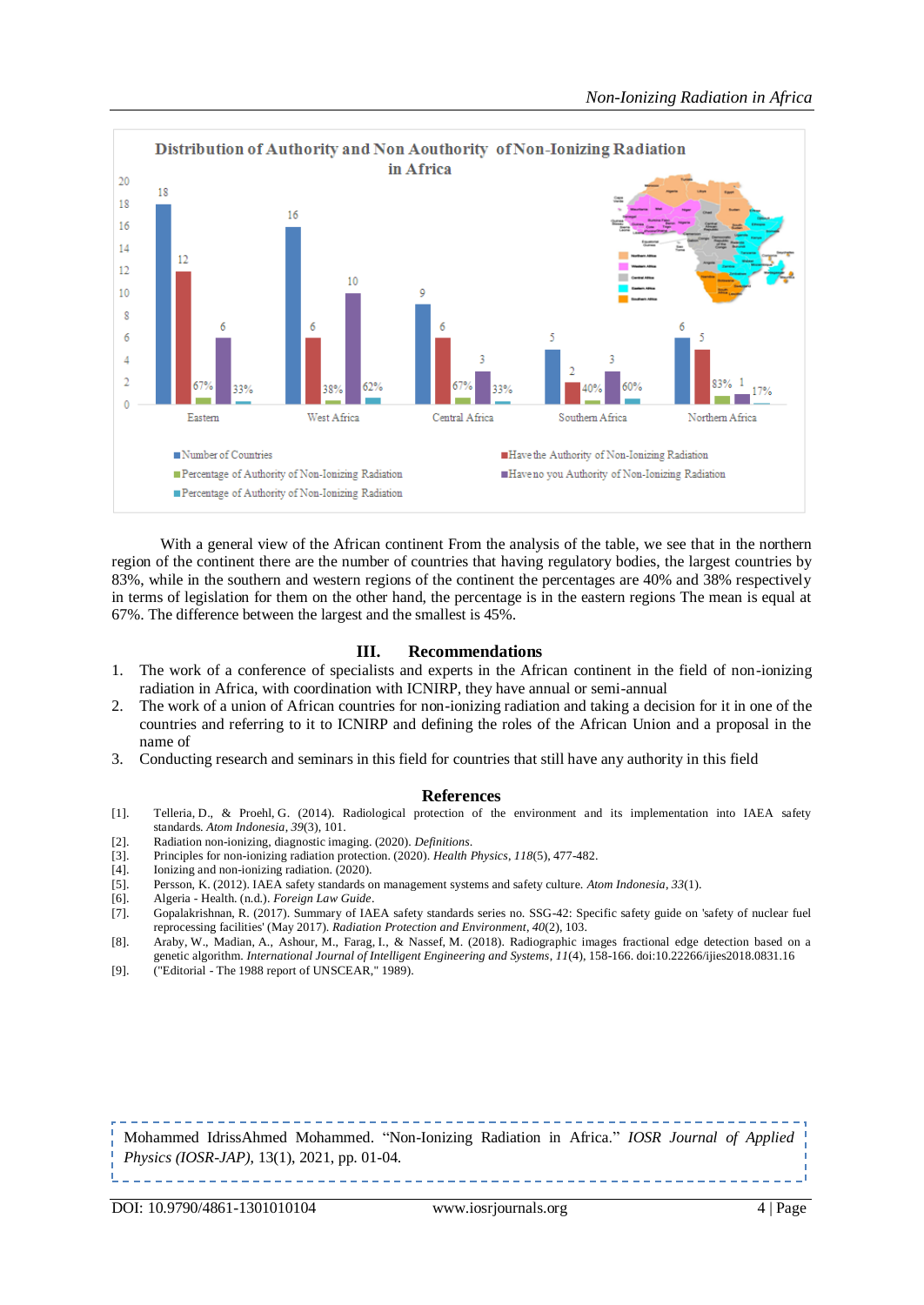Distribution of Authority and Non Aouthority of Non-Ionizing Radiation in Africa

20
18
16
14
12
10
8
6
4
2
0

18 12 67% 6 33%
16 6 38% 10 62%
9 6 67% 3 33%
5 2 40% 3 60%
6 5 83% 1 17%

Eastern
West Africa
Central Africa
Southern Africa
Northern Africa

Number of Countries
Have the Authority of Non-Ionizing Radiation
Percentage of Authority of Non-Ionizing Radiation
Have no you Authority of Non-Ionizing Radiation
Percentage of Authority of Non-Ionizing Radiation

With a general view of the African continent From the analysis of the table, we see that in the northern region of the continent there are the number of countries that having regulatory bodies, the largest countries by 83%, while in the southern and western regions of the continent the percentages are 40% and 38% respectively in terms of legislation for them on the other hand, the percentage is in the eastern regions The mean is equal at 67%. The difference between the largest and the smallest is 45%.

## III. Recommendations

1. The work of a conference of specialists and experts in the African continent in the field of non-ionizing radiation in Africa, with coordination with ICNIRP, they have annual or semi-annual
2. The work of a union of African countries for non-ionizing radiation and taking a decision for it in one of the countries and referring to it to ICNIRP and defining the roles of the African Union and a proposal in the name of
3. Conducting research and seminars in this field for countries that still have any authority in this field

## References

[1]. Telleria, D., & Proehl, G. (2014). Radiological protection of the environment and its implementation into IAEA safety standards. *Atom Indonesia*, *39*(3), 101.

[2]. Radiation non-ionizing, diagnostic imaging. (2020). *Definitions*.

[3]. Principles for non-ionizing radiation protection. (2020). *Health Physics*, *118*(5), 477-482.

[4]. Ionizing and non-ionizing radiation. (2020).

[5]. Persson, K. (2012). IAEA safety standards on management systems and safety culture. *Atom Indonesia*, *33*(1).

[6]. Algeria - Health. (n.d.). *Foreign Law Guide*.

[7]. Gopalakrishnan, R. (2017). Summary of IAEA safety standards series no. SSG-42: Specific safety guide on 'safety of nuclear fuel reprocessing facilities' (May 2017). *Radiation Protection and Environment*, *40*(2), 103.

[8]. Araby, W., Madian, A., Ashour, M., Farag, I., & Nassef, M. (2018). Radiographic images fractional edge detection based on a genetic algorithm. *International Journal of Intelligent Engineering and Systems*, *11*(4), 158-166. doi:10.22266/ijies2018.0831.16

[9]. ("Editorial - The 1988 report of UNSCEAR," 1989).

Mohammed IdrissAhmed Mohammed. "Non-Ionizing Radiation in Africa." *IOSR Journal of Applied Physics (IOSR-JAP)*, 13(1), 2021, pp. 01-04.